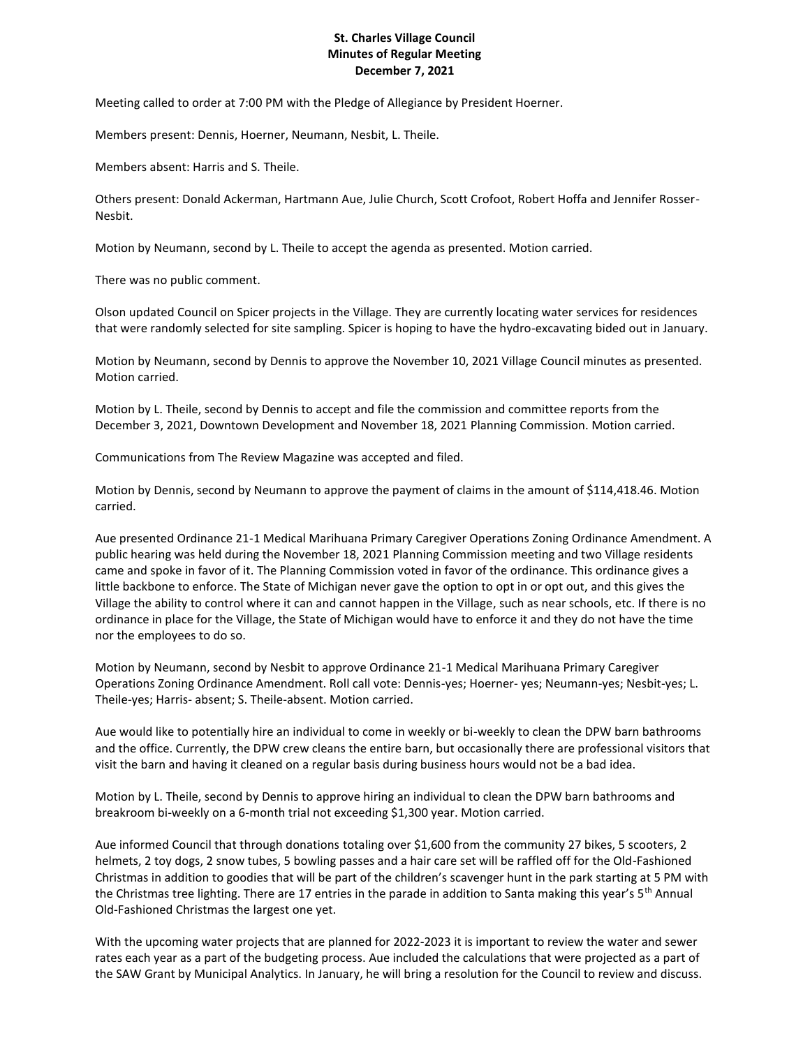**St. Charles Village Council**
**Minutes of Regular Meeting**
**December 7, 2021**

Meeting called to order at 7:00 PM with the Pledge of Allegiance by President Hoerner.

Members present: Dennis, Hoerner, Neumann, Nesbit, L. Theile.

Members absent: Harris and S. Theile.

Others present: Donald Ackerman, Hartmann Aue, Julie Church, Scott Crofoot, Robert Hoffa and Jennifer Rosser-Nesbit.

Motion by Neumann, second by L. Theile to accept the agenda as presented. Motion carried.

There was no public comment.

Olson updated Council on Spicer projects in the Village. They are currently locating water services for residences that were randomly selected for site sampling. Spicer is hoping to have the hydro-excavating bided out in January.

Motion by Neumann, second by Dennis to approve the November 10, 2021 Village Council minutes as presented. Motion carried.

Motion by L. Theile, second by Dennis to accept and file the commission and committee reports from the December 3, 2021, Downtown Development and November 18, 2021 Planning Commission. Motion carried.

Communications from The Review Magazine was accepted and filed.

Motion by Dennis, second by Neumann to approve the payment of claims in the amount of $114,418.46. Motion carried.

Aue presented Ordinance 21-1 Medical Marihuana Primary Caregiver Operations Zoning Ordinance Amendment. A public hearing was held during the November 18, 2021 Planning Commission meeting and two Village residents came and spoke in favor of it. The Planning Commission voted in favor of the ordinance. This ordinance gives a little backbone to enforce. The State of Michigan never gave the option to opt in or opt out, and this gives the Village the ability to control where it can and cannot happen in the Village, such as near schools, etc. If there is no ordinance in place for the Village, the State of Michigan would have to enforce it and they do not have the time nor the employees to do so.

Motion by Neumann, second by Nesbit to approve Ordinance 21-1 Medical Marihuana Primary Caregiver Operations Zoning Ordinance Amendment. Roll call vote: Dennis-yes; Hoerner- yes; Neumann-yes; Nesbit-yes; L. Theile-yes; Harris- absent; S. Theile-absent. Motion carried.

Aue would like to potentially hire an individual to come in weekly or bi-weekly to clean the DPW barn bathrooms and the office. Currently, the DPW crew cleans the entire barn, but occasionally there are professional visitors that visit the barn and having it cleaned on a regular basis during business hours would not be a bad idea.

Motion by L. Theile, second by Dennis to approve hiring an individual to clean the DPW barn bathrooms and breakroom bi-weekly on a 6-month trial not exceeding $1,300 year. Motion carried.

Aue informed Council that through donations totaling over $1,600 from the community 27 bikes, 5 scooters, 2 helmets, 2 toy dogs, 2 snow tubes, 5 bowling passes and a hair care set will be raffled off for the Old-Fashioned Christmas in addition to goodies that will be part of the children's scavenger hunt in the park starting at 5 PM with the Christmas tree lighting. There are 17 entries in the parade in addition to Santa making this year's 5th Annual Old-Fashioned Christmas the largest one yet.

With the upcoming water projects that are planned for 2022-2023 it is important to review the water and sewer rates each year as a part of the budgeting process. Aue included the calculations that were projected as a part of the SAW Grant by Municipal Analytics. In January, he will bring a resolution for the Council to review and discuss.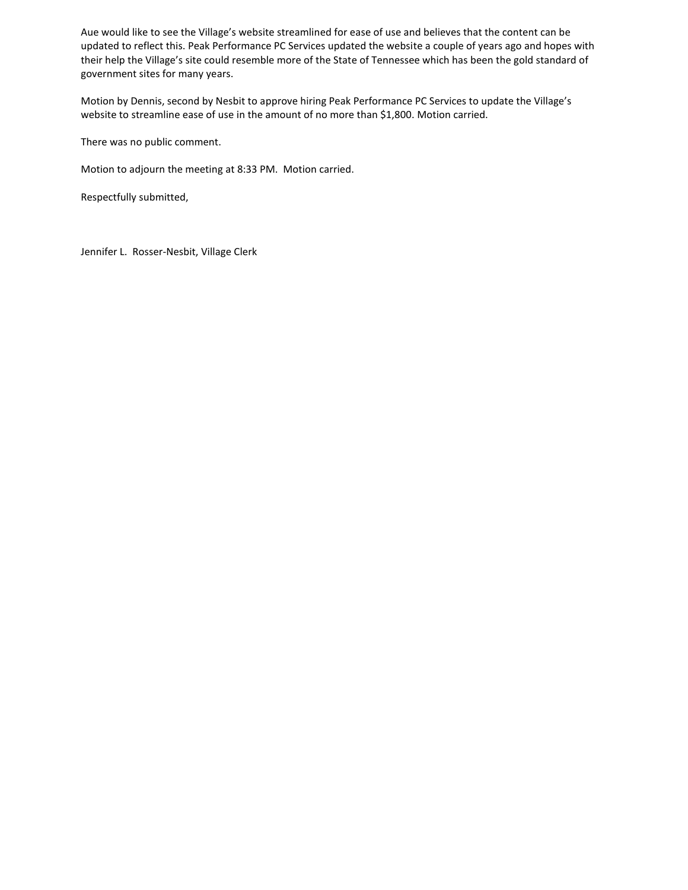Aue would like to see the Village's website streamlined for ease of use and believes that the content can be updated to reflect this. Peak Performance PC Services updated the website a couple of years ago and hopes with their help the Village's site could resemble more of the State of Tennessee which has been the gold standard of government sites for many years.

Motion by Dennis, second by Nesbit to approve hiring Peak Performance PC Services to update the Village's website to streamline ease of use in the amount of no more than $1,800. Motion carried.

There was no public comment.

Motion to adjourn the meeting at 8:33 PM. Motion carried.

Respectfully submitted,

Jennifer L. Rosser-Nesbit, Village Clerk